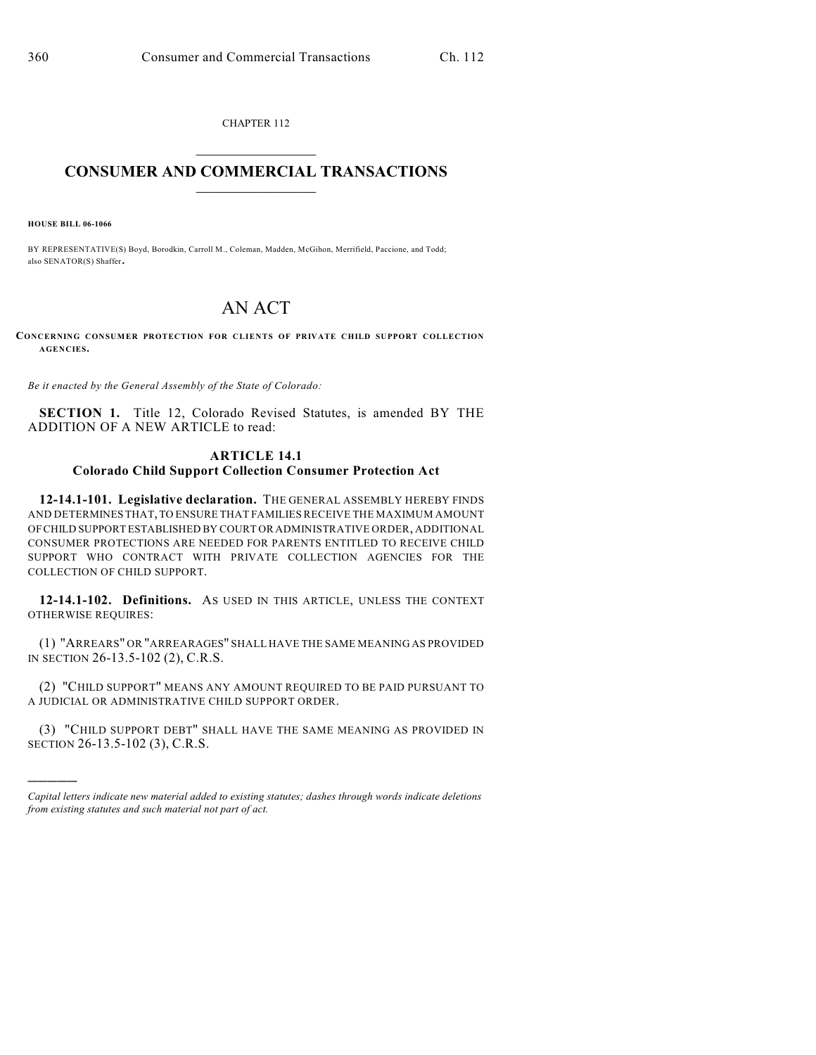CHAPTER 112

# CONSUMER AND COMMERCIAL TRANSACTIONS

**HOUSE BILL 06-1066**

BY REPRESENTATIVE(S) Boyd, Borodkin, Carroll M., Coleman, Madden, McGihon, Merrifield, Paccione, and Todd; also SENATOR(S) Shaffer.

# AN ACT

**CONCERNING CONSUMER PROTECTION FOR CLIENTS OF PRIVATE CHILD SUPPORT COLLECTION AGENCIES.**

*Be it enacted by the General Assembly of the State of Colorado:*

**SECTION 1.** Title 12, Colorado Revised Statutes, is amended BY THE ADDITION OF A NEW ARTICLE to read:

## ARTICLE 14.1
## Colorado Child Support Collection Consumer Protection Act

**12-14.1-101. Legislative declaration.** THE GENERAL ASSEMBLY HEREBY FINDS AND DETERMINES THAT, TO ENSURE THAT FAMILIES RECEIVE THE MAXIMUM AMOUNT OF CHILD SUPPORT ESTABLISHED BY COURT OR ADMINISTRATIVE ORDER, ADDITIONAL CONSUMER PROTECTIONS ARE NEEDED FOR PARENTS ENTITLED TO RECEIVE CHILD SUPPORT WHO CONTRACT WITH PRIVATE COLLECTION AGENCIES FOR THE COLLECTION OF CHILD SUPPORT.

**12-14.1-102. Definitions.** AS USED IN THIS ARTICLE, UNLESS THE CONTEXT OTHERWISE REQUIRES:

(1) "ARREARS" OR "ARREARAGES" SHALL HAVE THE SAME MEANING AS PROVIDED IN SECTION 26-13.5-102 (2), C.R.S.

(2) "CHILD SUPPORT" MEANS ANY AMOUNT REQUIRED TO BE PAID PURSUANT TO A JUDICIAL OR ADMINISTRATIVE CHILD SUPPORT ORDER.

(3) "CHILD SUPPORT DEBT" SHALL HAVE THE SAME MEANING AS PROVIDED IN SECTION 26-13.5-102 (3), C.R.S.

---

*Capital letters indicate new material added to existing statutes; dashes through words indicate deletions from existing statutes and such material not part of act.*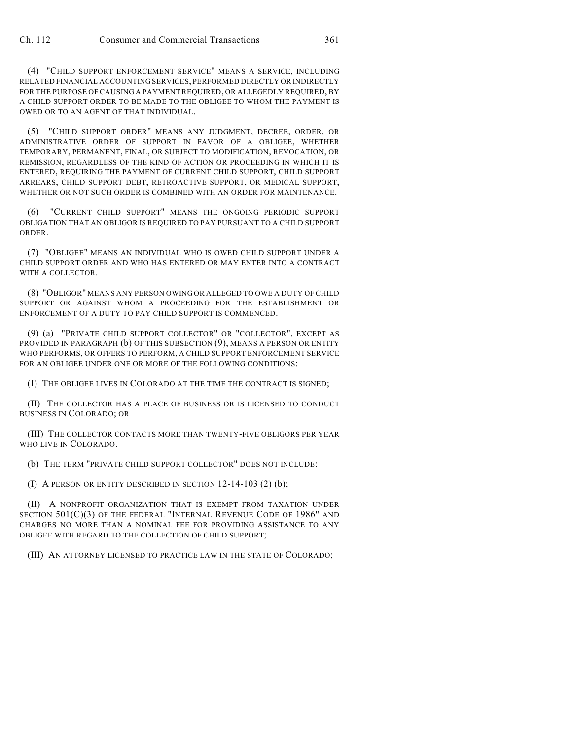(4) "CHILD SUPPORT ENFORCEMENT SERVICE" MEANS A SERVICE, INCLUDING RELATED FINANCIAL ACCOUNTING SERVICES, PERFORMED DIRECTLY OR INDIRECTLY FOR THE PURPOSE OF CAUSING A PAYMENT REQUIRED, OR ALLEGEDLY REQUIRED, BY A CHILD SUPPORT ORDER TO BE MADE TO THE OBLIGEE TO WHOM THE PAYMENT IS OWED OR TO AN AGENT OF THAT INDIVIDUAL.

(5) "CHILD SUPPORT ORDER" MEANS ANY JUDGMENT, DECREE, ORDER, OR ADMINISTRATIVE ORDER OF SUPPORT IN FAVOR OF A OBLIGEE, WHETHER TEMPORARY, PERMANENT, FINAL, OR SUBJECT TO MODIFICATION, REVOCATION, OR REMISSION, REGARDLESS OF THE KIND OF ACTION OR PROCEEDING IN WHICH IT IS ENTERED, REQUIRING THE PAYMENT OF CURRENT CHILD SUPPORT, CHILD SUPPORT ARREARS, CHILD SUPPORT DEBT, RETROACTIVE SUPPORT, OR MEDICAL SUPPORT, WHETHER OR NOT SUCH ORDER IS COMBINED WITH AN ORDER FOR MAINTENANCE.

(6) "CURRENT CHILD SUPPORT" MEANS THE ONGOING PERIODIC SUPPORT OBLIGATION THAT AN OBLIGOR IS REQUIRED TO PAY PURSUANT TO A CHILD SUPPORT ORDER.

(7) "OBLIGEE" MEANS AN INDIVIDUAL WHO IS OWED CHILD SUPPORT UNDER A CHILD SUPPORT ORDER AND WHO HAS ENTERED OR MAY ENTER INTO A CONTRACT WITH A COLLECTOR.

(8) "OBLIGOR" MEANS ANY PERSON OWING OR ALLEGED TO OWE A DUTY OF CHILD SUPPORT OR AGAINST WHOM A PROCEEDING FOR THE ESTABLISHMENT OR ENFORCEMENT OF A DUTY TO PAY CHILD SUPPORT IS COMMENCED.

(9) (a) "PRIVATE CHILD SUPPORT COLLECTOR" OR "COLLECTOR", EXCEPT AS PROVIDED IN PARAGRAPH (b) OF THIS SUBSECTION (9), MEANS A PERSON OR ENTITY WHO PERFORMS, OR OFFERS TO PERFORM, A CHILD SUPPORT ENFORCEMENT SERVICE FOR AN OBLIGEE UNDER ONE OR MORE OF THE FOLLOWING CONDITIONS:

(I) THE OBLIGEE LIVES IN COLORADO AT THE TIME THE CONTRACT IS SIGNED;

(II) THE COLLECTOR HAS A PLACE OF BUSINESS OR IS LICENSED TO CONDUCT BUSINESS IN COLORADO; OR

(III) THE COLLECTOR CONTACTS MORE THAN TWENTY-FIVE OBLIGORS PER YEAR WHO LIVE IN COLORADO.

(b) THE TERM "PRIVATE CHILD SUPPORT COLLECTOR" DOES NOT INCLUDE:

(I) A PERSON OR ENTITY DESCRIBED IN SECTION 12-14-103 (2) (b);

(II) A NONPROFIT ORGANIZATION THAT IS EXEMPT FROM TAXATION UNDER SECTION 501(C)(3) OF THE FEDERAL "INTERNAL REVENUE CODE OF 1986" AND CHARGES NO MORE THAN A NOMINAL FEE FOR PROVIDING ASSISTANCE TO ANY OBLIGEE WITH REGARD TO THE COLLECTION OF CHILD SUPPORT;

(III) AN ATTORNEY LICENSED TO PRACTICE LAW IN THE STATE OF COLORADO;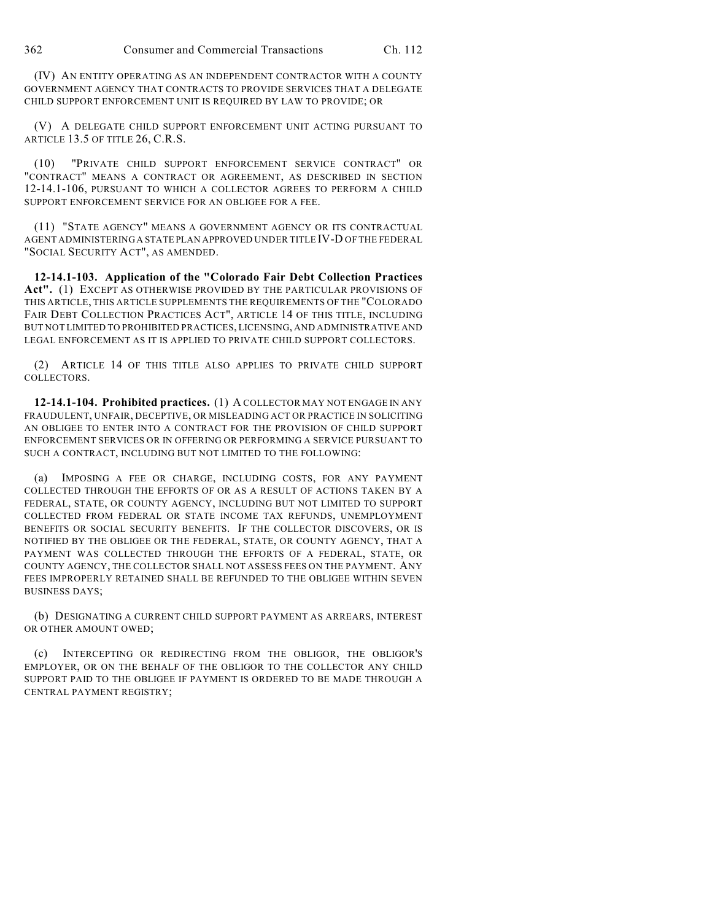(IV) AN ENTITY OPERATING AS AN INDEPENDENT CONTRACTOR WITH A COUNTY GOVERNMENT AGENCY THAT CONTRACTS TO PROVIDE SERVICES THAT A DELEGATE CHILD SUPPORT ENFORCEMENT UNIT IS REQUIRED BY LAW TO PROVIDE; OR

(V) A DELEGATE CHILD SUPPORT ENFORCEMENT UNIT ACTING PURSUANT TO ARTICLE 13.5 OF TITLE 26, C.R.S.

(10) "PRIVATE CHILD SUPPORT ENFORCEMENT SERVICE CONTRACT" OR "CONTRACT" MEANS A CONTRACT OR AGREEMENT, AS DESCRIBED IN SECTION 12-14.1-106, PURSUANT TO WHICH A COLLECTOR AGREES TO PERFORM A CHILD SUPPORT ENFORCEMENT SERVICE FOR AN OBLIGEE FOR A FEE.

(11) "STATE AGENCY" MEANS A GOVERNMENT AGENCY OR ITS CONTRACTUAL AGENT ADMINISTERING A STATE PLAN APPROVED UNDER TITLE IV-D OF THE FEDERAL "SOCIAL SECURITY ACT", AS AMENDED.

**12-14.1-103. Application of the "Colorado Fair Debt Collection Practices Act".** (1) EXCEPT AS OTHERWISE PROVIDED BY THE PARTICULAR PROVISIONS OF THIS ARTICLE, THIS ARTICLE SUPPLEMENTS THE REQUIREMENTS OF THE "COLORADO FAIR DEBT COLLECTION PRACTICES ACT", ARTICLE 14 OF THIS TITLE, INCLUDING BUT NOT LIMITED TO PROHIBITED PRACTICES, LICENSING, AND ADMINISTRATIVE AND LEGAL ENFORCEMENT AS IT IS APPLIED TO PRIVATE CHILD SUPPORT COLLECTORS.

(2) ARTICLE 14 OF THIS TITLE ALSO APPLIES TO PRIVATE CHILD SUPPORT COLLECTORS.

**12-14.1-104. Prohibited practices.** (1) A COLLECTOR MAY NOT ENGAGE IN ANY FRAUDULENT, UNFAIR, DECEPTIVE, OR MISLEADING ACT OR PRACTICE IN SOLICITING AN OBLIGEE TO ENTER INTO A CONTRACT FOR THE PROVISION OF CHILD SUPPORT ENFORCEMENT SERVICES OR IN OFFERING OR PERFORMING A SERVICE PURSUANT TO SUCH A CONTRACT, INCLUDING BUT NOT LIMITED TO THE FOLLOWING:

(a) IMPOSING A FEE OR CHARGE, INCLUDING COSTS, FOR ANY PAYMENT COLLECTED THROUGH THE EFFORTS OF OR AS A RESULT OF ACTIONS TAKEN BY A FEDERAL, STATE, OR COUNTY AGENCY, INCLUDING BUT NOT LIMITED TO SUPPORT COLLECTED FROM FEDERAL OR STATE INCOME TAX REFUNDS, UNEMPLOYMENT BENEFITS OR SOCIAL SECURITY BENEFITS. IF THE COLLECTOR DISCOVERS, OR IS NOTIFIED BY THE OBLIGEE OR THE FEDERAL, STATE, OR COUNTY AGENCY, THAT A PAYMENT WAS COLLECTED THROUGH THE EFFORTS OF A FEDERAL, STATE, OR COUNTY AGENCY, THE COLLECTOR SHALL NOT ASSESS FEES ON THE PAYMENT. ANY FEES IMPROPERLY RETAINED SHALL BE REFUNDED TO THE OBLIGEE WITHIN SEVEN BUSINESS DAYS;

(b) DESIGNATING A CURRENT CHILD SUPPORT PAYMENT AS ARREARS, INTEREST OR OTHER AMOUNT OWED;

(c) INTERCEPTING OR REDIRECTING FROM THE OBLIGOR, THE OBLIGOR'S EMPLOYER, OR ON THE BEHALF OF THE OBLIGOR TO THE COLLECTOR ANY CHILD SUPPORT PAID TO THE OBLIGEE IF PAYMENT IS ORDERED TO BE MADE THROUGH A CENTRAL PAYMENT REGISTRY;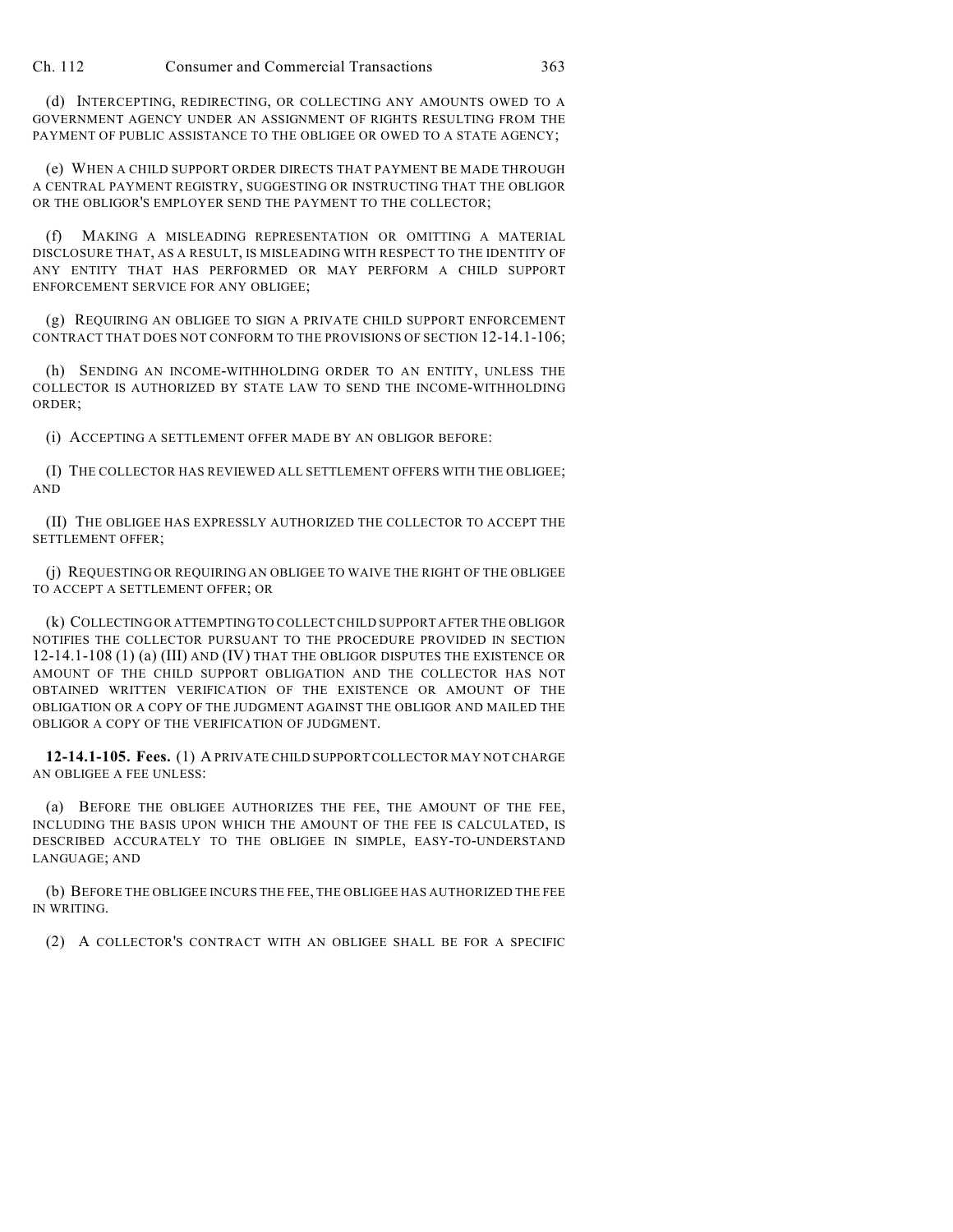(d) INTERCEPTING, REDIRECTING, OR COLLECTING ANY AMOUNTS OWED TO A GOVERNMENT AGENCY UNDER AN ASSIGNMENT OF RIGHTS RESULTING FROM THE PAYMENT OF PUBLIC ASSISTANCE TO THE OBLIGEE OR OWED TO A STATE AGENCY;

(e) WHEN A CHILD SUPPORT ORDER DIRECTS THAT PAYMENT BE MADE THROUGH A CENTRAL PAYMENT REGISTRY, SUGGESTING OR INSTRUCTING THAT THE OBLIGOR OR THE OBLIGOR'S EMPLOYER SEND THE PAYMENT TO THE COLLECTOR;

(f) MAKING A MISLEADING REPRESENTATION OR OMITTING A MATERIAL DISCLOSURE THAT, AS A RESULT, IS MISLEADING WITH RESPECT TO THE IDENTITY OF ANY ENTITY THAT HAS PERFORMED OR MAY PERFORM A CHILD SUPPORT ENFORCEMENT SERVICE FOR ANY OBLIGEE;

(g) REQUIRING AN OBLIGEE TO SIGN A PRIVATE CHILD SUPPORT ENFORCEMENT CONTRACT THAT DOES NOT CONFORM TO THE PROVISIONS OF SECTION 12-14.1-106;

(h) SENDING AN INCOME-WITHHOLDING ORDER TO AN ENTITY, UNLESS THE COLLECTOR IS AUTHORIZED BY STATE LAW TO SEND THE INCOME-WITHHOLDING ORDER;

(i) ACCEPTING A SETTLEMENT OFFER MADE BY AN OBLIGOR BEFORE:

(I) THE COLLECTOR HAS REVIEWED ALL SETTLEMENT OFFERS WITH THE OBLIGEE; AND

(II) THE OBLIGEE HAS EXPRESSLY AUTHORIZED THE COLLECTOR TO ACCEPT THE SETTLEMENT OFFER;

(j) REQUESTING OR REQUIRING AN OBLIGEE TO WAIVE THE RIGHT OF THE OBLIGEE TO ACCEPT A SETTLEMENT OFFER; OR

(k) COLLECTING OR ATTEMPTING TO COLLECT CHILD SUPPORT AFTER THE OBLIGOR NOTIFIES THE COLLECTOR PURSUANT TO THE PROCEDURE PROVIDED IN SECTION 12-14.1-108 (1) (a) (III) AND (IV) THAT THE OBLIGOR DISPUTES THE EXISTENCE OR AMOUNT OF THE CHILD SUPPORT OBLIGATION AND THE COLLECTOR HAS NOT OBTAINED WRITTEN VERIFICATION OF THE EXISTENCE OR AMOUNT OF THE OBLIGATION OR A COPY OF THE JUDGMENT AGAINST THE OBLIGOR AND MAILED THE OBLIGOR A COPY OF THE VERIFICATION OF JUDGMENT.

**12-14.1-105. Fees.** (1) A PRIVATE CHILD SUPPORT COLLECTOR MAY NOT CHARGE AN OBLIGEE A FEE UNLESS:

(a) BEFORE THE OBLIGEE AUTHORIZES THE FEE, THE AMOUNT OF THE FEE, INCLUDING THE BASIS UPON WHICH THE AMOUNT OF THE FEE IS CALCULATED, IS DESCRIBED ACCURATELY TO THE OBLIGEE IN SIMPLE, EASY-TO-UNDERSTAND LANGUAGE; AND

(b) BEFORE THE OBLIGEE INCURS THE FEE, THE OBLIGEE HAS AUTHORIZED THE FEE IN WRITING.

(2) A COLLECTOR'S CONTRACT WITH AN OBLIGEE SHALL BE FOR A SPECIFIC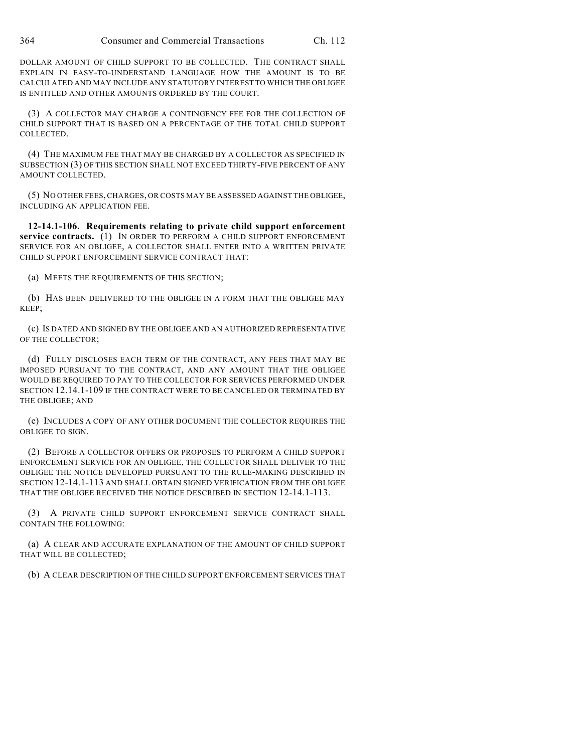DOLLAR AMOUNT OF CHILD SUPPORT TO BE COLLECTED. THE CONTRACT SHALL EXPLAIN IN EASY-TO-UNDERSTAND LANGUAGE HOW THE AMOUNT IS TO BE CALCULATED AND MAY INCLUDE ANY STATUTORY INTEREST TO WHICH THE OBLIGEE IS ENTITLED AND OTHER AMOUNTS ORDERED BY THE COURT.

(3) A COLLECTOR MAY CHARGE A CONTINGENCY FEE FOR THE COLLECTION OF CHILD SUPPORT THAT IS BASED ON A PERCENTAGE OF THE TOTAL CHILD SUPPORT COLLECTED.

(4) THE MAXIMUM FEE THAT MAY BE CHARGED BY A COLLECTOR AS SPECIFIED IN SUBSECTION (3) OF THIS SECTION SHALL NOT EXCEED THIRTY-FIVE PERCENT OF ANY AMOUNT COLLECTED.

(5) NO OTHER FEES, CHARGES, OR COSTS MAY BE ASSESSED AGAINST THE OBLIGEE, INCLUDING AN APPLICATION FEE.

**12-14.1-106. Requirements relating to private child support enforcement service contracts.** (1) IN ORDER TO PERFORM A CHILD SUPPORT ENFORCEMENT SERVICE FOR AN OBLIGEE, A COLLECTOR SHALL ENTER INTO A WRITTEN PRIVATE CHILD SUPPORT ENFORCEMENT SERVICE CONTRACT THAT:

(a) MEETS THE REQUIREMENTS OF THIS SECTION;

(b) HAS BEEN DELIVERED TO THE OBLIGEE IN A FORM THAT THE OBLIGEE MAY KEEP;

(c) IS DATED AND SIGNED BY THE OBLIGEE AND AN AUTHORIZED REPRESENTATIVE OF THE COLLECTOR;

(d) FULLY DISCLOSES EACH TERM OF THE CONTRACT, ANY FEES THAT MAY BE IMPOSED PURSUANT TO THE CONTRACT, AND ANY AMOUNT THAT THE OBLIGEE WOULD BE REQUIRED TO PAY TO THE COLLECTOR FOR SERVICES PERFORMED UNDER SECTION 12.14.1-109 IF THE CONTRACT WERE TO BE CANCELED OR TERMINATED BY THE OBLIGEE; AND

(e) INCLUDES A COPY OF ANY OTHER DOCUMENT THE COLLECTOR REQUIRES THE OBLIGEE TO SIGN.

(2) BEFORE A COLLECTOR OFFERS OR PROPOSES TO PERFORM A CHILD SUPPORT ENFORCEMENT SERVICE FOR AN OBLIGEE, THE COLLECTOR SHALL DELIVER TO THE OBLIGEE THE NOTICE DEVELOPED PURSUANT TO THE RULE-MAKING DESCRIBED IN SECTION 12-14.1-113 AND SHALL OBTAIN SIGNED VERIFICATION FROM THE OBLIGEE THAT THE OBLIGEE RECEIVED THE NOTICE DESCRIBED IN SECTION 12-14.1-113.

(3) A PRIVATE CHILD SUPPORT ENFORCEMENT SERVICE CONTRACT SHALL CONTAIN THE FOLLOWING:

(a) A CLEAR AND ACCURATE EXPLANATION OF THE AMOUNT OF CHILD SUPPORT THAT WILL BE COLLECTED;

(b) A CLEAR DESCRIPTION OF THE CHILD SUPPORT ENFORCEMENT SERVICES THAT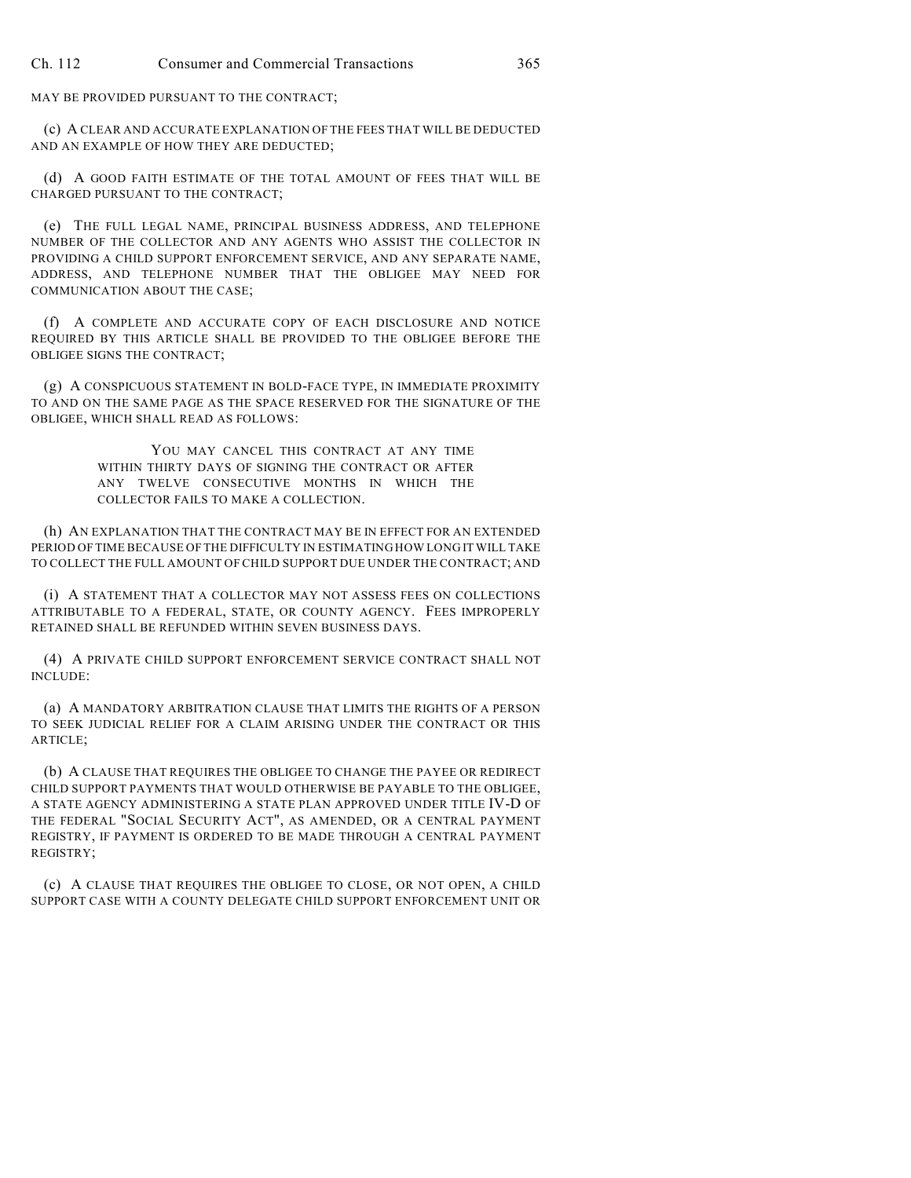MAY BE PROVIDED PURSUANT TO THE CONTRACT;

(c) A CLEAR AND ACCURATE EXPLANATION OF THE FEES THAT WILL BE DEDUCTED AND AN EXAMPLE OF HOW THEY ARE DEDUCTED;

(d) A GOOD FAITH ESTIMATE OF THE TOTAL AMOUNT OF FEES THAT WILL BE CHARGED PURSUANT TO THE CONTRACT;

(e) THE FULL LEGAL NAME, PRINCIPAL BUSINESS ADDRESS, AND TELEPHONE NUMBER OF THE COLLECTOR AND ANY AGENTS WHO ASSIST THE COLLECTOR IN PROVIDING A CHILD SUPPORT ENFORCEMENT SERVICE, AND ANY SEPARATE NAME, ADDRESS, AND TELEPHONE NUMBER THAT THE OBLIGEE MAY NEED FOR COMMUNICATION ABOUT THE CASE;

(f) A COMPLETE AND ACCURATE COPY OF EACH DISCLOSURE AND NOTICE REQUIRED BY THIS ARTICLE SHALL BE PROVIDED TO THE OBLIGEE BEFORE THE OBLIGEE SIGNS THE CONTRACT;

(g) A CONSPICUOUS STATEMENT IN BOLD-FACE TYPE, IN IMMEDIATE PROXIMITY TO AND ON THE SAME PAGE AS THE SPACE RESERVED FOR THE SIGNATURE OF THE OBLIGEE, WHICH SHALL READ AS FOLLOWS:

> YOU MAY CANCEL THIS CONTRACT AT ANY TIME WITHIN THIRTY DAYS OF SIGNING THE CONTRACT OR AFTER ANY TWELVE CONSECUTIVE MONTHS IN WHICH THE COLLECTOR FAILS TO MAKE A COLLECTION.

(h) AN EXPLANATION THAT THE CONTRACT MAY BE IN EFFECT FOR AN EXTENDED PERIOD OF TIME BECAUSE OF THE DIFFICULTY IN ESTIMATING HOW LONG IT WILL TAKE TO COLLECT THE FULL AMOUNT OF CHILD SUPPORT DUE UNDER THE CONTRACT; AND

(i) A STATEMENT THAT A COLLECTOR MAY NOT ASSESS FEES ON COLLECTIONS ATTRIBUTABLE TO A FEDERAL, STATE, OR COUNTY AGENCY. FEES IMPROPERLY RETAINED SHALL BE REFUNDED WITHIN SEVEN BUSINESS DAYS.

(4) A PRIVATE CHILD SUPPORT ENFORCEMENT SERVICE CONTRACT SHALL NOT INCLUDE:

(a) A MANDATORY ARBITRATION CLAUSE THAT LIMITS THE RIGHTS OF A PERSON TO SEEK JUDICIAL RELIEF FOR A CLAIM ARISING UNDER THE CONTRACT OR THIS ARTICLE;

(b) A CLAUSE THAT REQUIRES THE OBLIGEE TO CHANGE THE PAYEE OR REDIRECT CHILD SUPPORT PAYMENTS THAT WOULD OTHERWISE BE PAYABLE TO THE OBLIGEE, A STATE AGENCY ADMINISTERING A STATE PLAN APPROVED UNDER TITLE IV-D OF THE FEDERAL "SOCIAL SECURITY ACT", AS AMENDED, OR A CENTRAL PAYMENT REGISTRY, IF PAYMENT IS ORDERED TO BE MADE THROUGH A CENTRAL PAYMENT REGISTRY;

(c) A CLAUSE THAT REQUIRES THE OBLIGEE TO CLOSE, OR NOT OPEN, A CHILD SUPPORT CASE WITH A COUNTY DELEGATE CHILD SUPPORT ENFORCEMENT UNIT OR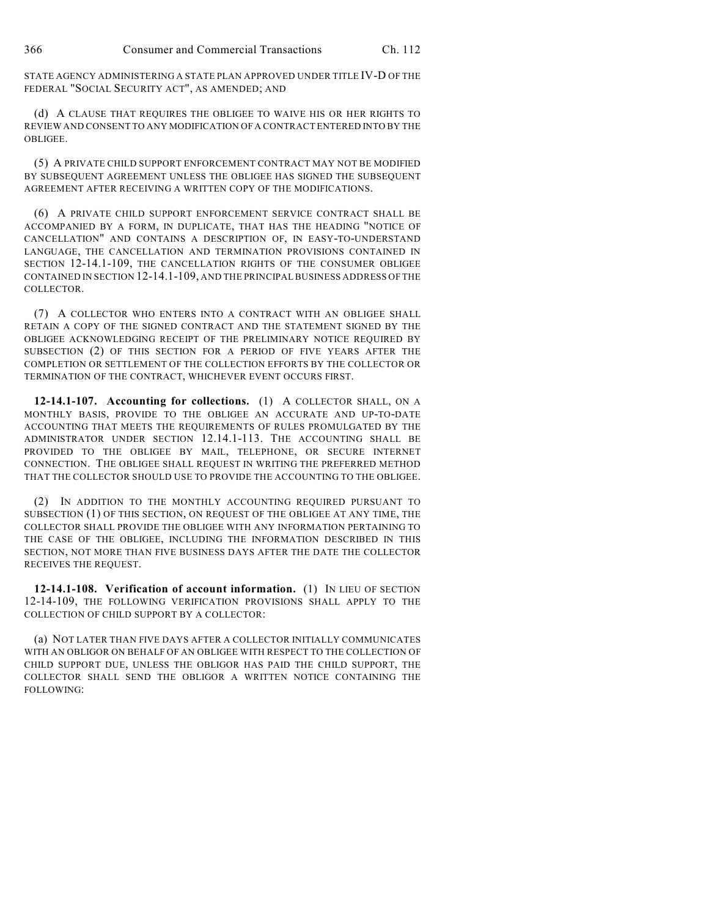STATE AGENCY ADMINISTERING A STATE PLAN APPROVED UNDER TITLE IV-D OF THE FEDERAL "SOCIAL SECURITY ACT", AS AMENDED; AND

(d) A CLAUSE THAT REQUIRES THE OBLIGEE TO WAIVE HIS OR HER RIGHTS TO REVIEW AND CONSENT TO ANY MODIFICATION OF A CONTRACT ENTERED INTO BY THE OBLIGEE.

(5) A PRIVATE CHILD SUPPORT ENFORCEMENT CONTRACT MAY NOT BE MODIFIED BY SUBSEQUENT AGREEMENT UNLESS THE OBLIGEE HAS SIGNED THE SUBSEQUENT AGREEMENT AFTER RECEIVING A WRITTEN COPY OF THE MODIFICATIONS.

(6) A PRIVATE CHILD SUPPORT ENFORCEMENT SERVICE CONTRACT SHALL BE ACCOMPANIED BY A FORM, IN DUPLICATE, THAT HAS THE HEADING "NOTICE OF CANCELLATION" AND CONTAINS A DESCRIPTION OF, IN EASY-TO-UNDERSTAND LANGUAGE, THE CANCELLATION AND TERMINATION PROVISIONS CONTAINED IN SECTION 12-14.1-109, THE CANCELLATION RIGHTS OF THE CONSUMER OBLIGEE CONTAINED IN SECTION 12-14.1-109, AND THE PRINCIPAL BUSINESS ADDRESS OF THE COLLECTOR.

(7) A COLLECTOR WHO ENTERS INTO A CONTRACT WITH AN OBLIGEE SHALL RETAIN A COPY OF THE SIGNED CONTRACT AND THE STATEMENT SIGNED BY THE OBLIGEE ACKNOWLEDGING RECEIPT OF THE PRELIMINARY NOTICE REQUIRED BY SUBSECTION (2) OF THIS SECTION FOR A PERIOD OF FIVE YEARS AFTER THE COMPLETION OR SETTLEMENT OF THE COLLECTION EFFORTS BY THE COLLECTOR OR TERMINATION OF THE CONTRACT, WHICHEVER EVENT OCCURS FIRST.

**12-14.1-107. Accounting for collections.** (1) A COLLECTOR SHALL, ON A MONTHLY BASIS, PROVIDE TO THE OBLIGEE AN ACCURATE AND UP-TO-DATE ACCOUNTING THAT MEETS THE REQUIREMENTS OF RULES PROMULGATED BY THE ADMINISTRATOR UNDER SECTION 12.14.1-113. THE ACCOUNTING SHALL BE PROVIDED TO THE OBLIGEE BY MAIL, TELEPHONE, OR SECURE INTERNET CONNECTION. THE OBLIGEE SHALL REQUEST IN WRITING THE PREFERRED METHOD THAT THE COLLECTOR SHOULD USE TO PROVIDE THE ACCOUNTING TO THE OBLIGEE.

(2) IN ADDITION TO THE MONTHLY ACCOUNTING REQUIRED PURSUANT TO SUBSECTION (1) OF THIS SECTION, ON REQUEST OF THE OBLIGEE AT ANY TIME, THE COLLECTOR SHALL PROVIDE THE OBLIGEE WITH ANY INFORMATION PERTAINING TO THE CASE OF THE OBLIGEE, INCLUDING THE INFORMATION DESCRIBED IN THIS SECTION, NOT MORE THAN FIVE BUSINESS DAYS AFTER THE DATE THE COLLECTOR RECEIVES THE REQUEST.

**12-14.1-108. Verification of account information.** (1) IN LIEU OF SECTION 12-14-109, THE FOLLOWING VERIFICATION PROVISIONS SHALL APPLY TO THE COLLECTION OF CHILD SUPPORT BY A COLLECTOR:

(a) NOT LATER THAN FIVE DAYS AFTER A COLLECTOR INITIALLY COMMUNICATES WITH AN OBLIGOR ON BEHALF OF AN OBLIGEE WITH RESPECT TO THE COLLECTION OF CHILD SUPPORT DUE, UNLESS THE OBLIGOR HAS PAID THE CHILD SUPPORT, THE COLLECTOR SHALL SEND THE OBLIGOR A WRITTEN NOTICE CONTAINING THE FOLLOWING: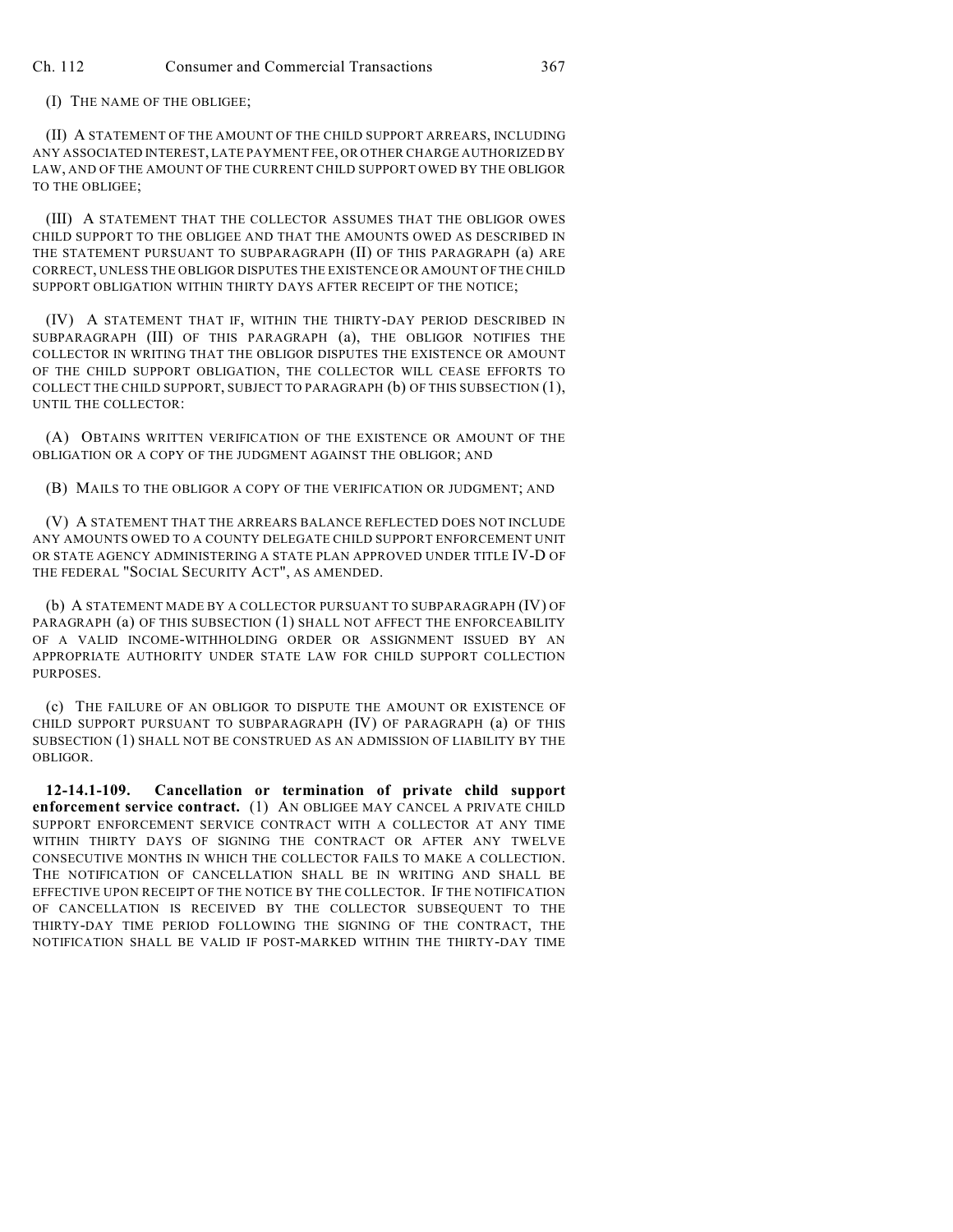(I) THE NAME OF THE OBLIGEE;

(II) A STATEMENT OF THE AMOUNT OF THE CHILD SUPPORT ARREARS, INCLUDING ANY ASSOCIATED INTEREST, LATE PAYMENT FEE, OR OTHER CHARGE AUTHORIZED BY LAW, AND OF THE AMOUNT OF THE CURRENT CHILD SUPPORT OWED BY THE OBLIGOR TO THE OBLIGEE;

(III) A STATEMENT THAT THE COLLECTOR ASSUMES THAT THE OBLIGOR OWES CHILD SUPPORT TO THE OBLIGEE AND THAT THE AMOUNTS OWED AS DESCRIBED IN THE STATEMENT PURSUANT TO SUBPARAGRAPH (II) OF THIS PARAGRAPH (a) ARE CORRECT, UNLESS THE OBLIGOR DISPUTES THE EXISTENCE OR AMOUNT OF THE CHILD SUPPORT OBLIGATION WITHIN THIRTY DAYS AFTER RECEIPT OF THE NOTICE;

(IV) A STATEMENT THAT IF, WITHIN THE THIRTY-DAY PERIOD DESCRIBED IN SUBPARAGRAPH (III) OF THIS PARAGRAPH (a), THE OBLIGOR NOTIFIES THE COLLECTOR IN WRITING THAT THE OBLIGOR DISPUTES THE EXISTENCE OR AMOUNT OF THE CHILD SUPPORT OBLIGATION, THE COLLECTOR WILL CEASE EFFORTS TO COLLECT THE CHILD SUPPORT, SUBJECT TO PARAGRAPH (b) OF THIS SUBSECTION (1), UNTIL THE COLLECTOR:

(A) OBTAINS WRITTEN VERIFICATION OF THE EXISTENCE OR AMOUNT OF THE OBLIGATION OR A COPY OF THE JUDGMENT AGAINST THE OBLIGOR; AND

(B) MAILS TO THE OBLIGOR A COPY OF THE VERIFICATION OR JUDGMENT; AND

(V) A STATEMENT THAT THE ARREARS BALANCE REFLECTED DOES NOT INCLUDE ANY AMOUNTS OWED TO A COUNTY DELEGATE CHILD SUPPORT ENFORCEMENT UNIT OR STATE AGENCY ADMINISTERING A STATE PLAN APPROVED UNDER TITLE IV-D OF THE FEDERAL "SOCIAL SECURITY ACT", AS AMENDED.

(b) A STATEMENT MADE BY A COLLECTOR PURSUANT TO SUBPARAGRAPH (IV) OF PARAGRAPH (a) OF THIS SUBSECTION (1) SHALL NOT AFFECT THE ENFORCEABILITY OF A VALID INCOME-WITHHOLDING ORDER OR ASSIGNMENT ISSUED BY AN APPROPRIATE AUTHORITY UNDER STATE LAW FOR CHILD SUPPORT COLLECTION PURPOSES.

(c) THE FAILURE OF AN OBLIGOR TO DISPUTE THE AMOUNT OR EXISTENCE OF CHILD SUPPORT PURSUANT TO SUBPARAGRAPH (IV) OF PARAGRAPH (a) OF THIS SUBSECTION (1) SHALL NOT BE CONSTRUED AS AN ADMISSION OF LIABILITY BY THE OBLIGOR.

**12-14.1-109. Cancellation or termination of private child support enforcement service contract.** (1) AN OBLIGEE MAY CANCEL A PRIVATE CHILD SUPPORT ENFORCEMENT SERVICE CONTRACT WITH A COLLECTOR AT ANY TIME WITHIN THIRTY DAYS OF SIGNING THE CONTRACT OR AFTER ANY TWELVE CONSECUTIVE MONTHS IN WHICH THE COLLECTOR FAILS TO MAKE A COLLECTION. THE NOTIFICATION OF CANCELLATION SHALL BE IN WRITING AND SHALL BE EFFECTIVE UPON RECEIPT OF THE NOTICE BY THE COLLECTOR. IF THE NOTIFICATION OF CANCELLATION IS RECEIVED BY THE COLLECTOR SUBSEQUENT TO THE THIRTY-DAY TIME PERIOD FOLLOWING THE SIGNING OF THE CONTRACT, THE NOTIFICATION SHALL BE VALID IF POST-MARKED WITHIN THE THIRTY-DAY TIME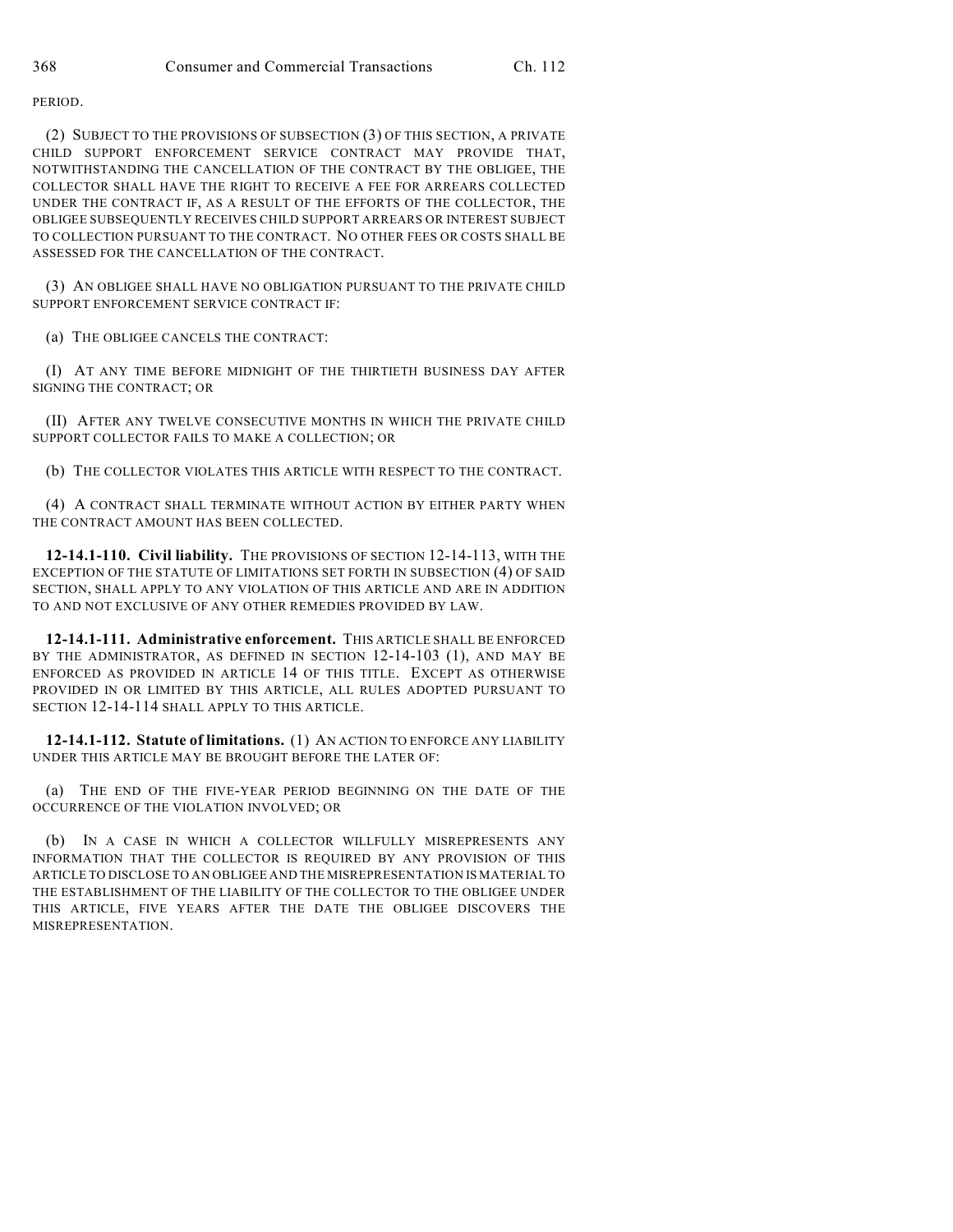PERIOD.

(2) SUBJECT TO THE PROVISIONS OF SUBSECTION (3) OF THIS SECTION, A PRIVATE CHILD SUPPORT ENFORCEMENT SERVICE CONTRACT MAY PROVIDE THAT, NOTWITHSTANDING THE CANCELLATION OF THE CONTRACT BY THE OBLIGEE, THE COLLECTOR SHALL HAVE THE RIGHT TO RECEIVE A FEE FOR ARREARS COLLECTED UNDER THE CONTRACT IF, AS A RESULT OF THE EFFORTS OF THE COLLECTOR, THE OBLIGEE SUBSEQUENTLY RECEIVES CHILD SUPPORT ARREARS OR INTEREST SUBJECT TO COLLECTION PURSUANT TO THE CONTRACT. NO OTHER FEES OR COSTS SHALL BE ASSESSED FOR THE CANCELLATION OF THE CONTRACT.

(3) AN OBLIGEE SHALL HAVE NO OBLIGATION PURSUANT TO THE PRIVATE CHILD SUPPORT ENFORCEMENT SERVICE CONTRACT IF:

(a) THE OBLIGEE CANCELS THE CONTRACT:

(I) AT ANY TIME BEFORE MIDNIGHT OF THE THIRTIETH BUSINESS DAY AFTER SIGNING THE CONTRACT; OR

(II) AFTER ANY TWELVE CONSECUTIVE MONTHS IN WHICH THE PRIVATE CHILD SUPPORT COLLECTOR FAILS TO MAKE A COLLECTION; OR

(b) THE COLLECTOR VIOLATES THIS ARTICLE WITH RESPECT TO THE CONTRACT.

(4) A CONTRACT SHALL TERMINATE WITHOUT ACTION BY EITHER PARTY WHEN THE CONTRACT AMOUNT HAS BEEN COLLECTED.

**12-14.1-110. Civil liability.** THE PROVISIONS OF SECTION 12-14-113, WITH THE EXCEPTION OF THE STATUTE OF LIMITATIONS SET FORTH IN SUBSECTION (4) OF SAID SECTION, SHALL APPLY TO ANY VIOLATION OF THIS ARTICLE AND ARE IN ADDITION TO AND NOT EXCLUSIVE OF ANY OTHER REMEDIES PROVIDED BY LAW.

**12-14.1-111. Administrative enforcement.** THIS ARTICLE SHALL BE ENFORCED BY THE ADMINISTRATOR, AS DEFINED IN SECTION 12-14-103 (1), AND MAY BE ENFORCED AS PROVIDED IN ARTICLE 14 OF THIS TITLE. EXCEPT AS OTHERWISE PROVIDED IN OR LIMITED BY THIS ARTICLE, ALL RULES ADOPTED PURSUANT TO SECTION 12-14-114 SHALL APPLY TO THIS ARTICLE.

**12-14.1-112. Statute of limitations.** (1) AN ACTION TO ENFORCE ANY LIABILITY UNDER THIS ARTICLE MAY BE BROUGHT BEFORE THE LATER OF:

(a) THE END OF THE FIVE-YEAR PERIOD BEGINNING ON THE DATE OF THE OCCURRENCE OF THE VIOLATION INVOLVED; OR

(b) IN A CASE IN WHICH A COLLECTOR WILLFULLY MISREPRESENTS ANY INFORMATION THAT THE COLLECTOR IS REQUIRED BY ANY PROVISION OF THIS ARTICLE TO DISCLOSE TO AN OBLIGEE AND THE MISREPRESENTATION IS MATERIAL TO THE ESTABLISHMENT OF THE LIABILITY OF THE COLLECTOR TO THE OBLIGEE UNDER THIS ARTICLE, FIVE YEARS AFTER THE DATE THE OBLIGEE DISCOVERS THE MISREPRESENTATION.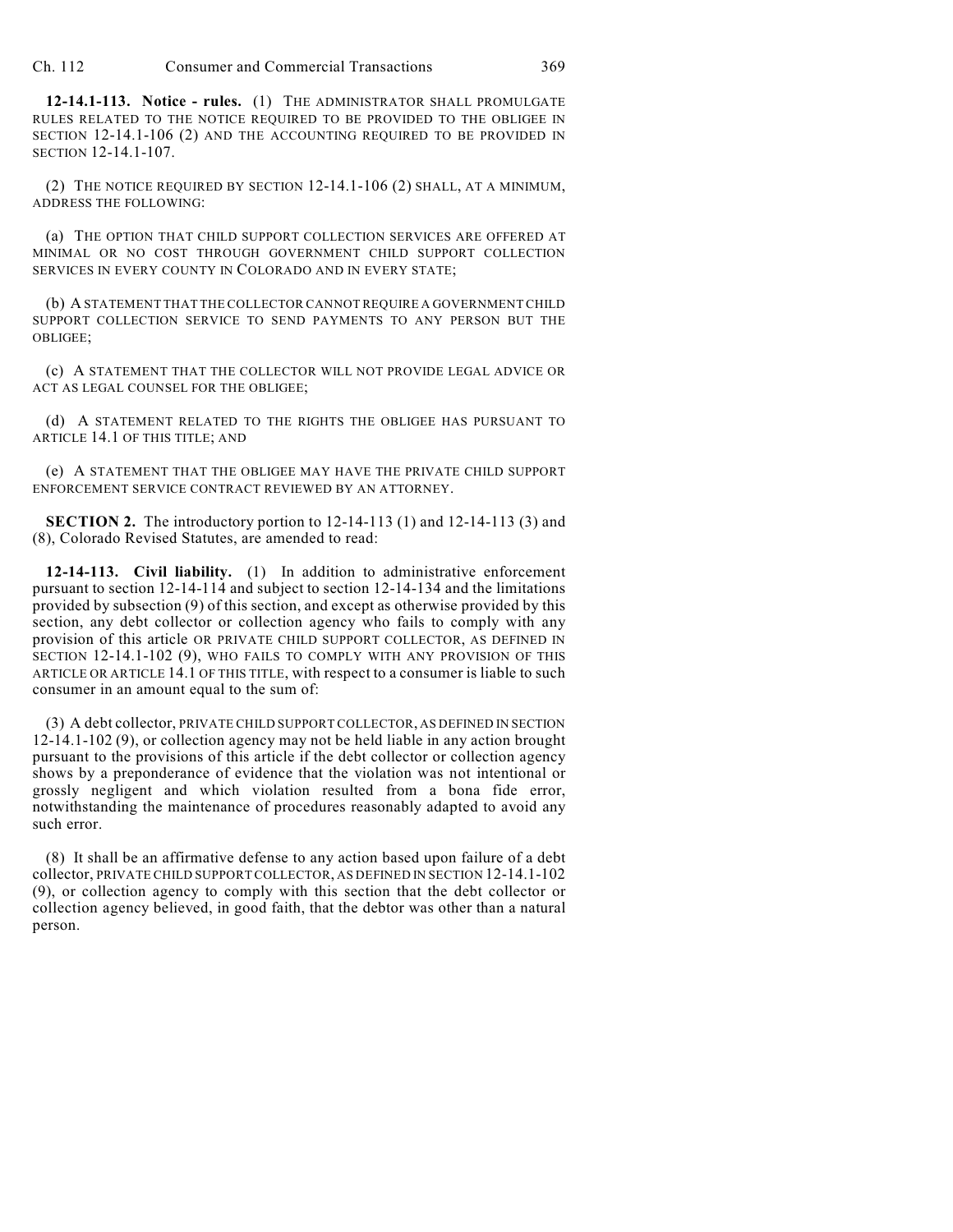**12-14.1-113. Notice - rules.** (1) THE ADMINISTRATOR SHALL PROMULGATE RULES RELATED TO THE NOTICE REQUIRED TO BE PROVIDED TO THE OBLIGEE IN SECTION 12-14.1-106 (2) AND THE ACCOUNTING REQUIRED TO BE PROVIDED IN SECTION 12-14.1-107.

(2) THE NOTICE REQUIRED BY SECTION 12-14.1-106 (2) SHALL, AT A MINIMUM, ADDRESS THE FOLLOWING:

(a) THE OPTION THAT CHILD SUPPORT COLLECTION SERVICES ARE OFFERED AT MINIMAL OR NO COST THROUGH GOVERNMENT CHILD SUPPORT COLLECTION SERVICES IN EVERY COUNTY IN COLORADO AND IN EVERY STATE;

(b) A STATEMENT THAT THE COLLECTOR CANNOT REQUIRE A GOVERNMENT CHILD SUPPORT COLLECTION SERVICE TO SEND PAYMENTS TO ANY PERSON BUT THE OBLIGEE;

(c) A STATEMENT THAT THE COLLECTOR WILL NOT PROVIDE LEGAL ADVICE OR ACT AS LEGAL COUNSEL FOR THE OBLIGEE;

(d) A STATEMENT RELATED TO THE RIGHTS THE OBLIGEE HAS PURSUANT TO ARTICLE 14.1 OF THIS TITLE; AND

(e) A STATEMENT THAT THE OBLIGEE MAY HAVE THE PRIVATE CHILD SUPPORT ENFORCEMENT SERVICE CONTRACT REVIEWED BY AN ATTORNEY.

**SECTION 2.** The introductory portion to 12-14-113 (1) and 12-14-113 (3) and (8), Colorado Revised Statutes, are amended to read:

**12-14-113. Civil liability.** (1) In addition to administrative enforcement pursuant to section 12-14-114 and subject to section 12-14-134 and the limitations provided by subsection (9) of this section, and except as otherwise provided by this section, any debt collector or collection agency who fails to comply with any provision of this article OR PRIVATE CHILD SUPPORT COLLECTOR, AS DEFINED IN SECTION 12-14.1-102 (9), WHO FAILS TO COMPLY WITH ANY PROVISION OF THIS ARTICLE OR ARTICLE 14.1 OF THIS TITLE, with respect to a consumer is liable to such consumer in an amount equal to the sum of:

(3) A debt collector, PRIVATE CHILD SUPPORT COLLECTOR, AS DEFINED IN SECTION 12-14.1-102 (9), or collection agency may not be held liable in any action brought pursuant to the provisions of this article if the debt collector or collection agency shows by a preponderance of evidence that the violation was not intentional or grossly negligent and which violation resulted from a bona fide error, notwithstanding the maintenance of procedures reasonably adapted to avoid any such error.

(8) It shall be an affirmative defense to any action based upon failure of a debt collector, PRIVATE CHILD SUPPORT COLLECTOR, AS DEFINED IN SECTION 12-14.1-102 (9), or collection agency to comply with this section that the debt collector or collection agency believed, in good faith, that the debtor was other than a natural person.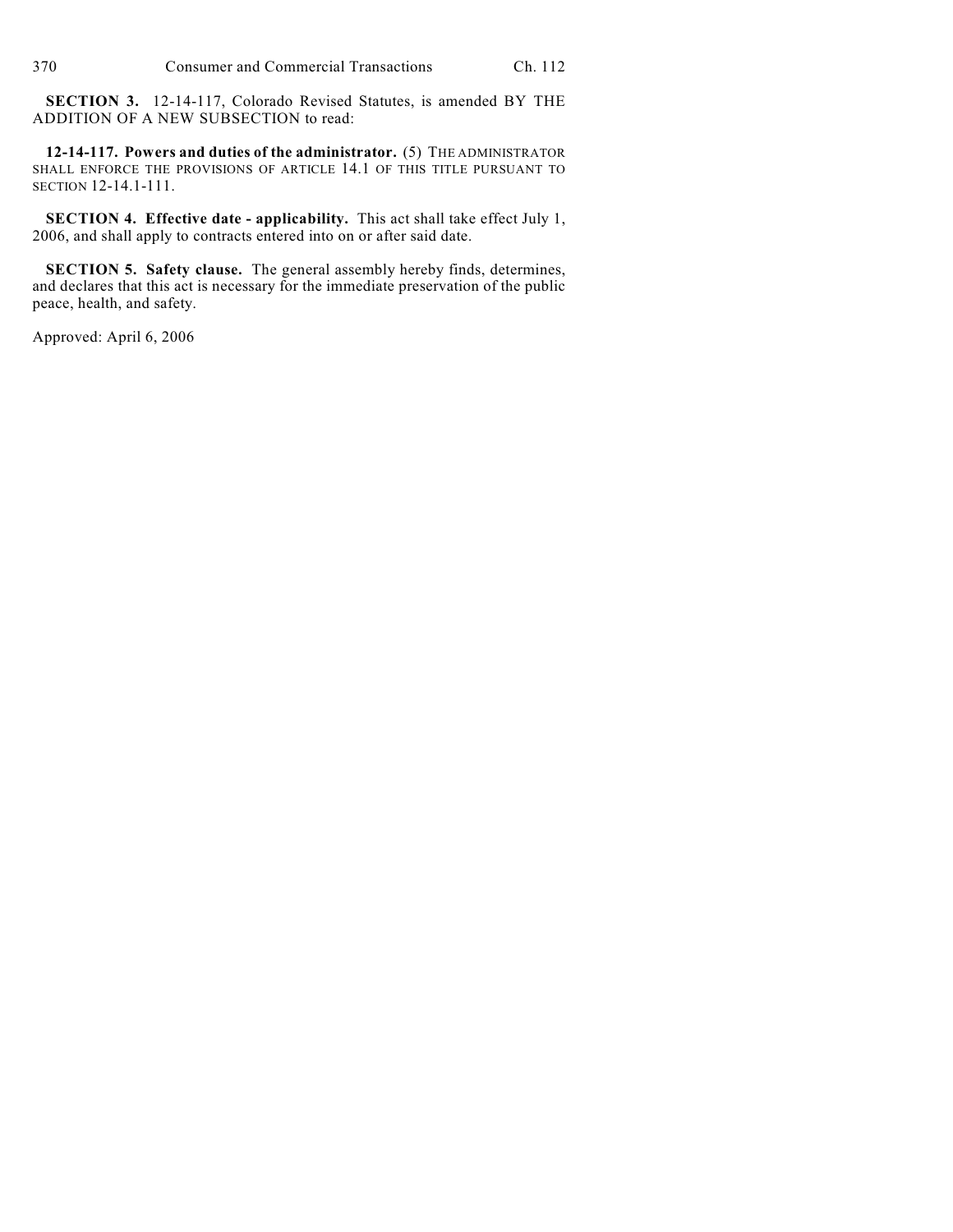**SECTION 3.** 12-14-117, Colorado Revised Statutes, is amended BY THE ADDITION OF A NEW SUBSECTION to read:

**12-14-117. Powers and duties of the administrator.** (5) THE ADMINISTRATOR SHALL ENFORCE THE PROVISIONS OF ARTICLE 14.1 OF THIS TITLE PURSUANT TO SECTION 12-14.1-111.

**SECTION 4. Effective date - applicability.** This act shall take effect July 1, 2006, and shall apply to contracts entered into on or after said date.

**SECTION 5. Safety clause.** The general assembly hereby finds, determines, and declares that this act is necessary for the immediate preservation of the public peace, health, and safety.

Approved: April 6, 2006